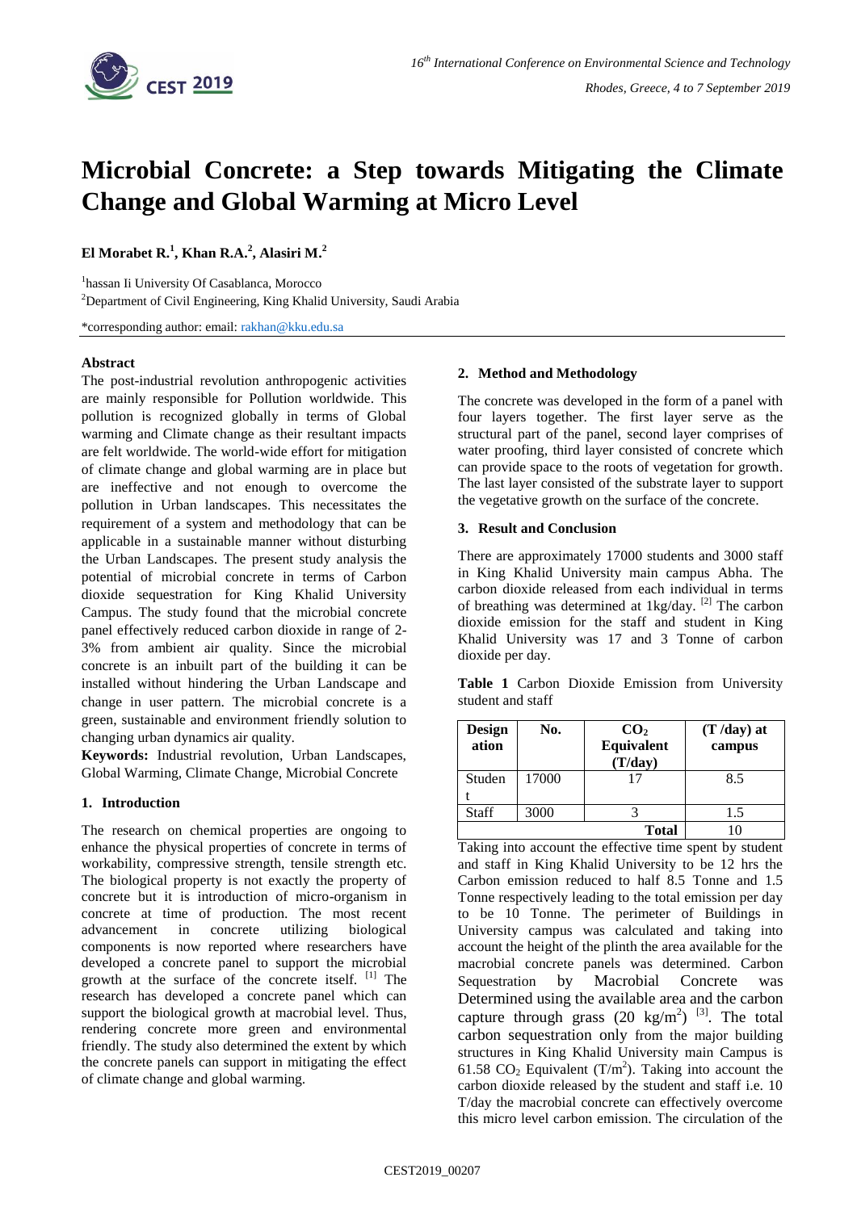# Microbial Concrete: a Step towards Mitigating the Climate Change and Global Warming at Micro Level

**El Morabet R.[1], Khan R.A.[2], Alasiri M.[2]**

[1]hassan Ii University Of Casablanca, Morocco

[2]Department of Civil Engineering, King Khalid University, Saudi Arabia

*corresponding author: email: rakhan@kku.edu.sa

### Abstract

The post-industrial revolution anthropogenic activities are mainly responsible for Pollution worldwide. This pollution is recognized globally in terms of Global warming and Climate change as their resultant impacts are felt worldwide. The world-wide effort for mitigation of climate change and global warming are in place but are ineffective and not enough to overcome the pollution in Urban landscapes. This necessitates the requirement of a system and methodology that can be applicable in a sustainable manner without disturbing the Urban Landscapes. The present study analysis the potential of microbial concrete in terms of Carbon dioxide sequestration for King Khalid University Campus. The study found that the microbial concrete panel effectively reduced carbon dioxide in range of 2-3% from ambient air quality. Since the microbial concrete is an inbuilt part of the building it can be installed without hindering the Urban Landscape and change in user pattern. The microbial concrete is a green, sustainable and environment friendly solution to changing urban dynamics air quality.

**Keywords:** Industrial revolution, Urban Landscapes, Global Warming, Climate Change, Microbial Concrete

## 1. Introduction

The research on chemical properties are ongoing to enhance the physical properties of concrete in terms of workability, compressive strength, tensile strength etc. The biological property is not exactly the property of concrete but it is introduction of micro-organism in concrete at time of production. The most recent advancement in concrete utilizing biological components is now reported where researchers have developed a concrete panel to support the microbial growth at the surface of the concrete itself. [1] The research has developed a concrete panel which can support the biological growth at macrobial level. Thus, rendering concrete more green and environmental friendly. The study also determined the extent by which the concrete panels can support in mitigating the effect of climate change and global warming.

## 2. Method and Methodology

The concrete was developed in the form of a panel with four layers together. The first layer serve as the structural part of the panel, second layer comprises of water proofing, third layer consisted of concrete which can provide space to the roots of vegetation for growth. The last layer consisted of the substrate layer to support the vegetative growth on the surface of the concrete.

## 3. Result and Conclusion

There are approximately 17000 students and 3000 staff in King Khalid University main campus Abha. The carbon dioxide released from each individual in terms of breathing was determined at 1kg/day. [2] The carbon dioxide emission for the staff and student in King Khalid University was 17 and 3 Tonne of carbon dioxide per day.

**Table 1** Carbon Dioxide Emission from University student and staff

| Designation | No. | $CO_2$ Equivalent (T/day) | (T /day) at campus |
|---|---|---|---|
| Student | 17000 | 17 | 8.5 |
| Staff | 3000 | 3 | 1.5 |
| | | **Total** | 10 |

Taking into account the effective time spent by student and staff in King Khalid University to be 12 hrs the Carbon emission reduced to half 8.5 Tonne and 1.5 Tonne respectively leading to the total emission per day to be 10 Tonne. The perimeter of Buildings in University campus was calculated and taking into account the height of the plinth the area available for the macrobial concrete panels was determined. Carbon Sequestration by Macrobial Concrete was Determined using the available area and the carbon capture through grass (20 $kg/m^2$) [3]. The total carbon sequestration only from the major building structures in King Khalid University main Campus is 61.58 $CO_2$ Equivalent ($T/m^2$). Taking into account the carbon dioxide released by the student and staff i.e. 10 T/day the macrobial concrete can effectively overcome this micro level carbon emission. The circulation of the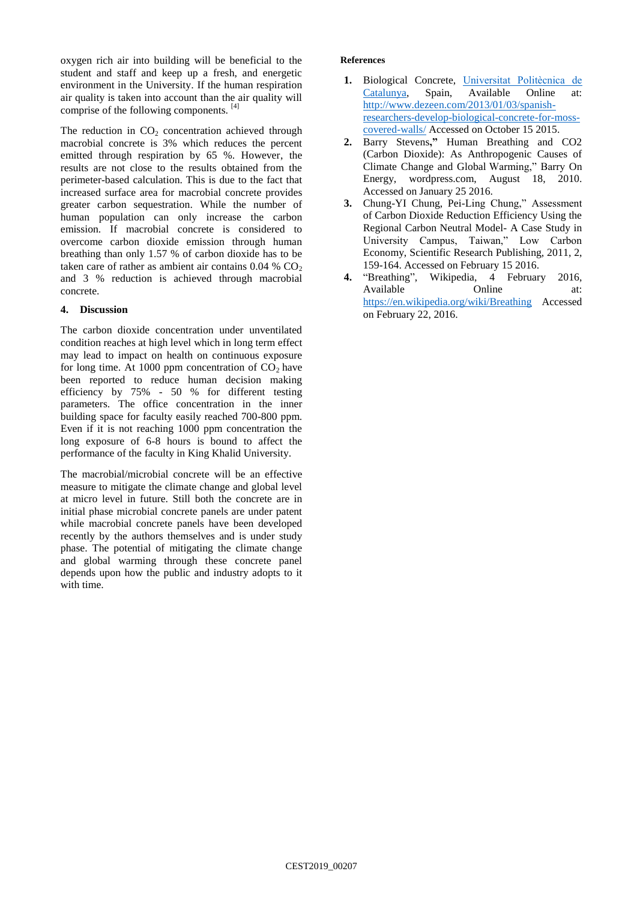oxygen rich air into building will be beneficial to the student and staff and keep up a fresh, and energetic environment in the University. If the human respiration air quality is taken into account than the air quality will comprise of the following components. [4]

The reduction in $CO_2$ concentration achieved through macrobial concrete is 3% which reduces the percent emitted through respiration by 65 %. However, the results are not close to the results obtained from the perimeter-based calculation. This is due to the fact that increased surface area for macrobial concrete provides greater carbon sequestration. While the number of human population can only increase the carbon emission. If macrobial concrete is considered to overcome carbon dioxide emission through human breathing than only 1.57 % of carbon dioxide has to be taken care of rather as ambient air contains 0.04 % $CO_2$ and 3 % reduction is achieved through macrobial concrete.

## 4. Discussion

The carbon dioxide concentration under unventilated condition reaches at high level which in long term effect may lead to impact on health on continuous exposure for long time. At 1000 ppm concentration of $CO_2$ have been reported to reduce human decision making efficiency by 75% - 50 % for different testing parameters. The office concentration in the inner building space for faculty easily reached 700-800 ppm. Even if it is not reaching 1000 ppm concentration the long exposure of 6-8 hours is bound to affect the performance of the faculty in King Khalid University.

The macrobial/microbial concrete will be an effective measure to mitigate the climate change and global level at micro level in future. Still both the concrete are in initial phase microbial concrete panels are under patent while macrobial concrete panels have been developed recently by the authors themselves and is under study phase. The potential of mitigating the climate change and global warming through these concrete panel depends upon how the public and industry adopts to it with time.

**References**

1. Biological Concrete, Universitat Politècnica de Catalunya, Spain, Available Online at: http://www.dezeen.com/2013/01/03/spanish-researchers-develop-biological-concrete-for-moss-covered-walls/ Accessed on October 15 2015.
2. Barry Stevens," Human Breathing and CO2 (Carbon Dioxide): As Anthropogenic Causes of Climate Change and Global Warming," Barry On Energy, wordpress.com, August 18, 2010. Accessed on January 25 2016.
3. Chung-YI Chung, Pei-Ling Chung," Assessment of Carbon Dioxide Reduction Efficiency Using the Regional Carbon Neutral Model- A Case Study in University Campus, Taiwan," Low Carbon Economy, Scientific Research Publishing, 2011, 2, 159-164. Accessed on February 15 2016.
4. "Breathing", Wikipedia, 4 February 2016, Available Online at: https://en.wikipedia.org/wiki/Breathing Accessed on February 22, 2016.